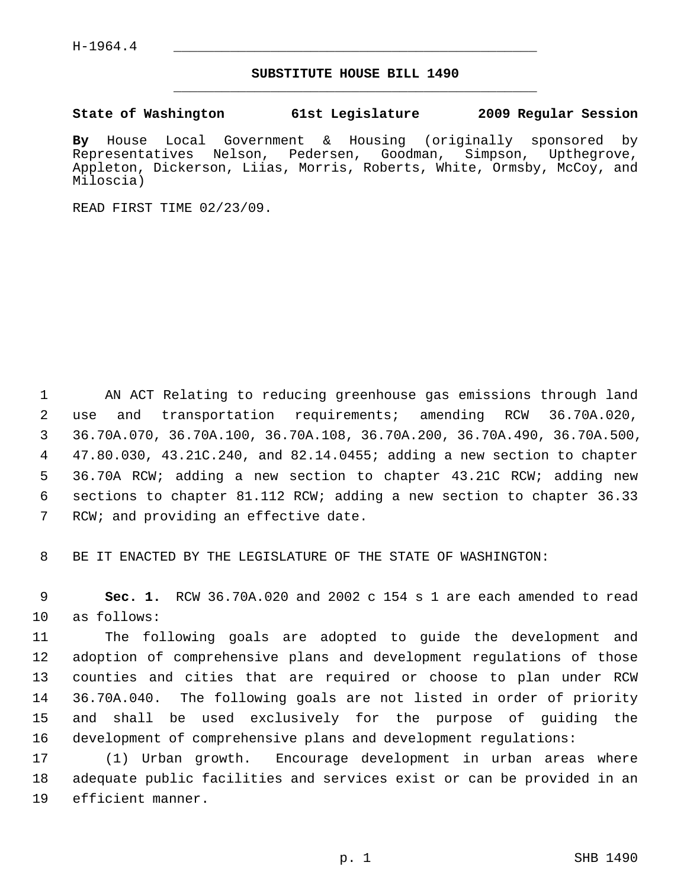H-1964.4

# SUBSTITUTE HOUSE BILL 1490

**State of Washington 61st Legislature 2009 Regular Session**

**By** House Local Government & Housing (originally sponsored by Representatives Nelson, Pedersen, Goodman, Simpson, Upthegrove, Appleton, Dickerson, Liias, Morris, Roberts, White, Ormsby, McCoy, and Miloscia)

READ FIRST TIME 02/23/09.

AN ACT Relating to reducing greenhouse gas emissions through land use and transportation requirements; amending RCW 36.70A.020, 36.70A.070, 36.70A.100, 36.70A.108, 36.70A.200, 36.70A.490, 36.70A.500, 47.80.030, 43.21C.240, and 82.14.0455; adding a new section to chapter 36.70A RCW; adding a new section to chapter 43.21C RCW; adding new sections to chapter 81.112 RCW; adding a new section to chapter 36.33 RCW; and providing an effective date.

BE IT ENACTED BY THE LEGISLATURE OF THE STATE OF WASHINGTON:

**Sec. 1.** RCW 36.70A.020 and 2002 c 154 s 1 are each amended to read as follows:

The following goals are adopted to guide the development and adoption of comprehensive plans and development regulations of those counties and cities that are required or choose to plan under RCW 36.70A.040. The following goals are not listed in order of priority and shall be used exclusively for the purpose of guiding the development of comprehensive plans and development regulations:

(1) Urban growth. Encourage development in urban areas where adequate public facilities and services exist or can be provided in an efficient manner.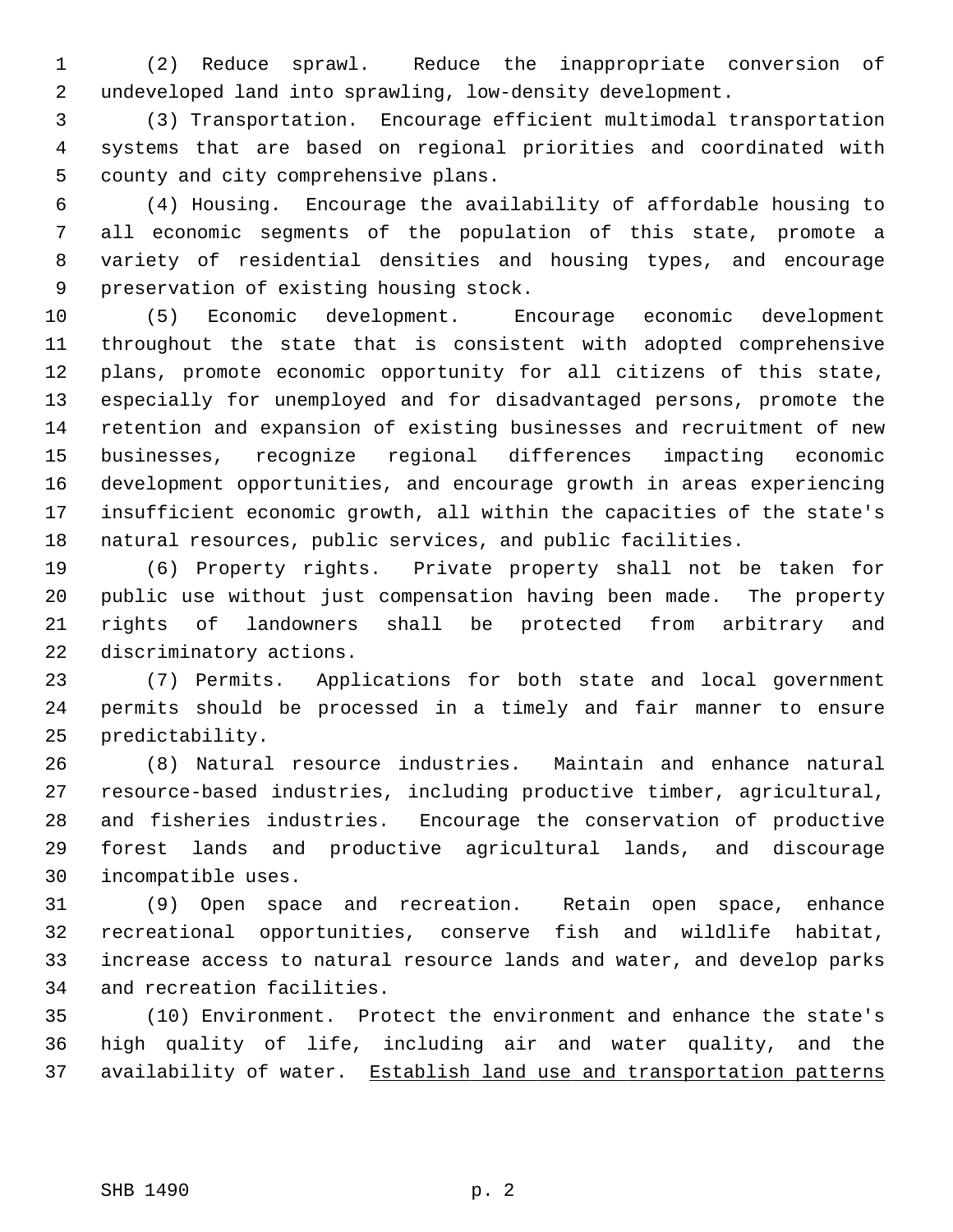(2) Reduce sprawl. Reduce the inappropriate conversion of undeveloped land into sprawling, low-density development.

(3) Transportation. Encourage efficient multimodal transportation systems that are based on regional priorities and coordinated with county and city comprehensive plans.

(4) Housing. Encourage the availability of affordable housing to all economic segments of the population of this state, promote a variety of residential densities and housing types, and encourage preservation of existing housing stock.

(5) Economic development. Encourage economic development throughout the state that is consistent with adopted comprehensive plans, promote economic opportunity for all citizens of this state, especially for unemployed and for disadvantaged persons, promote the retention and expansion of existing businesses and recruitment of new businesses, recognize regional differences impacting economic development opportunities, and encourage growth in areas experiencing insufficient economic growth, all within the capacities of the state's natural resources, public services, and public facilities.

(6) Property rights. Private property shall not be taken for public use without just compensation having been made. The property rights of landowners shall be protected from arbitrary and discriminatory actions.

(7) Permits. Applications for both state and local government permits should be processed in a timely and fair manner to ensure predictability.

(8) Natural resource industries. Maintain and enhance natural resource-based industries, including productive timber, agricultural, and fisheries industries. Encourage the conservation of productive forest lands and productive agricultural lands, and discourage incompatible uses.

(9) Open space and recreation. Retain open space, enhance recreational opportunities, conserve fish and wildlife habitat, increase access to natural resource lands and water, and develop parks and recreation facilities.

(10) Environment. Protect the environment and enhance the state's high quality of life, including air and water quality, and the availability of water. <u>Establish land use and transportation patterns</u>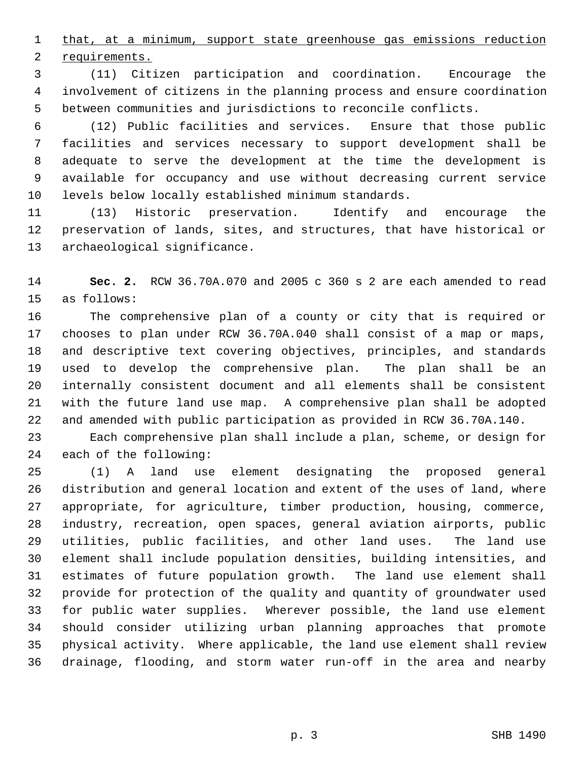that, at a minimum, support state greenhouse gas emissions reduction requirements.

(11) Citizen participation and coordination. Encourage the involvement of citizens in the planning process and ensure coordination between communities and jurisdictions to reconcile conflicts.

(12) Public facilities and services. Ensure that those public facilities and services necessary to support development shall be adequate to serve the development at the time the development is available for occupancy and use without decreasing current service levels below locally established minimum standards.

(13) Historic preservation. Identify and encourage the preservation of lands, sites, and structures, that have historical or archaeological significance.

**Sec. 2.** RCW 36.70A.070 and 2005 c 360 s 2 are each amended to read as follows:

The comprehensive plan of a county or city that is required or chooses to plan under RCW 36.70A.040 shall consist of a map or maps, and descriptive text covering objectives, principles, and standards used to develop the comprehensive plan. The plan shall be an internally consistent document and all elements shall be consistent with the future land use map. A comprehensive plan shall be adopted and amended with public participation as provided in RCW 36.70A.140.

Each comprehensive plan shall include a plan, scheme, or design for each of the following:

(1) A land use element designating the proposed general distribution and general location and extent of the uses of land, where appropriate, for agriculture, timber production, housing, commerce, industry, recreation, open spaces, general aviation airports, public utilities, public facilities, and other land uses. The land use element shall include population densities, building intensities, and estimates of future population growth. The land use element shall provide for protection of the quality and quantity of groundwater used for public water supplies. Wherever possible, the land use element should consider utilizing urban planning approaches that promote physical activity. Where applicable, the land use element shall review drainage, flooding, and storm water run-off in the area and nearby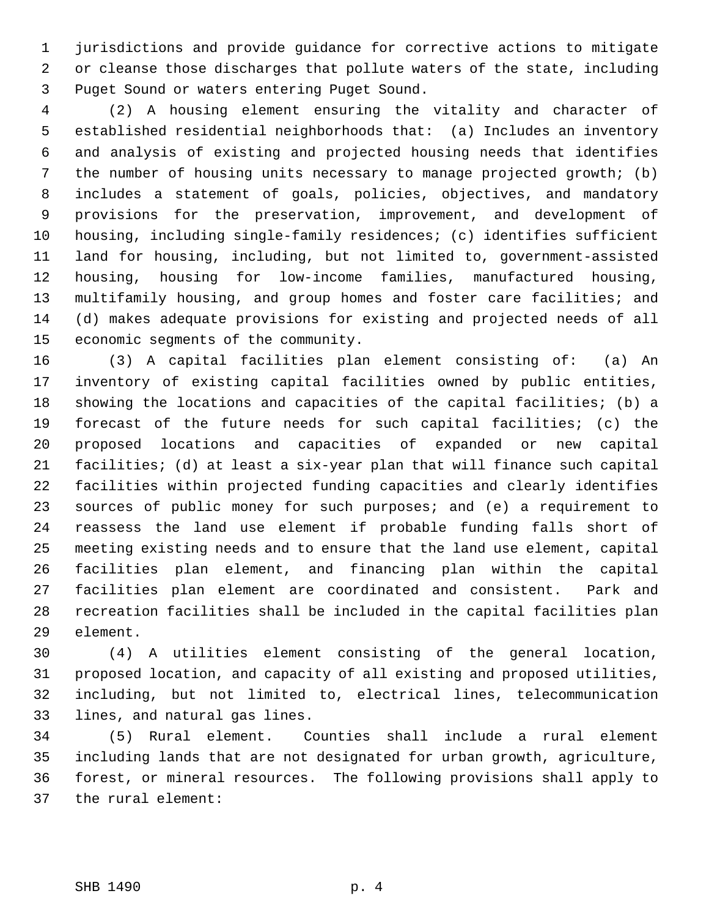jurisdictions and provide guidance for corrective actions to mitigate or cleanse those discharges that pollute waters of the state, including Puget Sound or waters entering Puget Sound.

(2) A housing element ensuring the vitality and character of established residential neighborhoods that: (a) Includes an inventory and analysis of existing and projected housing needs that identifies the number of housing units necessary to manage projected growth; (b) includes a statement of goals, policies, objectives, and mandatory provisions for the preservation, improvement, and development of housing, including single-family residences; (c) identifies sufficient land for housing, including, but not limited to, government-assisted housing, housing for low-income families, manufactured housing, multifamily housing, and group homes and foster care facilities; and (d) makes adequate provisions for existing and projected needs of all economic segments of the community.

(3) A capital facilities plan element consisting of: (a) An inventory of existing capital facilities owned by public entities, showing the locations and capacities of the capital facilities; (b) a forecast of the future needs for such capital facilities; (c) the proposed locations and capacities of expanded or new capital facilities; (d) at least a six-year plan that will finance such capital facilities within projected funding capacities and clearly identifies sources of public money for such purposes; and (e) a requirement to reassess the land use element if probable funding falls short of meeting existing needs and to ensure that the land use element, capital facilities plan element, and financing plan within the capital facilities plan element are coordinated and consistent. Park and recreation facilities shall be included in the capital facilities plan element.

(4) A utilities element consisting of the general location, proposed location, and capacity of all existing and proposed utilities, including, but not limited to, electrical lines, telecommunication lines, and natural gas lines.

(5) Rural element. Counties shall include a rural element including lands that are not designated for urban growth, agriculture, forest, or mineral resources. The following provisions shall apply to the rural element: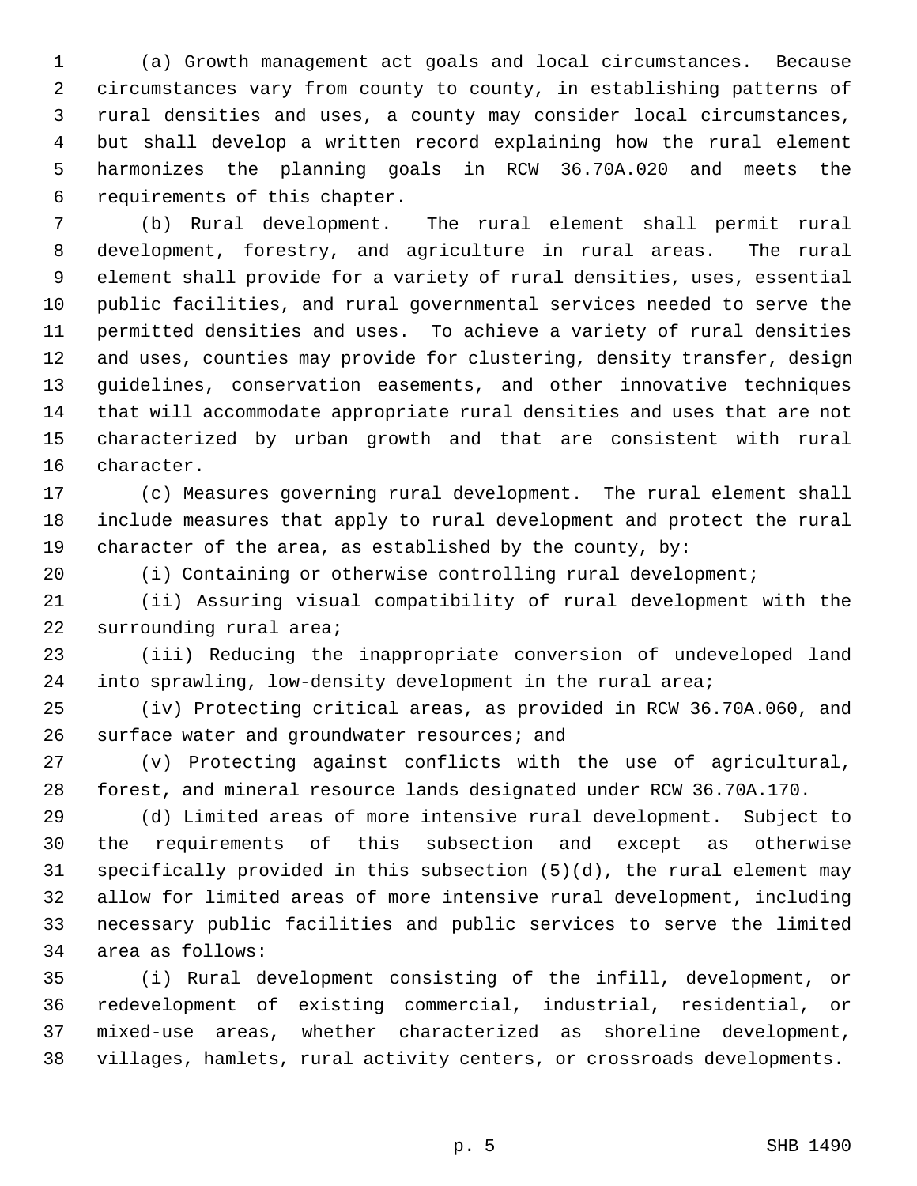(a) Growth management act goals and local circumstances. Because circumstances vary from county to county, in establishing patterns of rural densities and uses, a county may consider local circumstances, but shall develop a written record explaining how the rural element harmonizes the planning goals in RCW 36.70A.020 and meets the requirements of this chapter.

(b) Rural development. The rural element shall permit rural development, forestry, and agriculture in rural areas. The rural element shall provide for a variety of rural densities, uses, essential public facilities, and rural governmental services needed to serve the permitted densities and uses. To achieve a variety of rural densities and uses, counties may provide for clustering, density transfer, design guidelines, conservation easements, and other innovative techniques that will accommodate appropriate rural densities and uses that are not characterized by urban growth and that are consistent with rural character.

(c) Measures governing rural development. The rural element shall include measures that apply to rural development and protect the rural character of the area, as established by the county, by:

(i) Containing or otherwise controlling rural development;

(ii) Assuring visual compatibility of rural development with the surrounding rural area;

(iii) Reducing the inappropriate conversion of undeveloped land into sprawling, low-density development in the rural area;

(iv) Protecting critical areas, as provided in RCW 36.70A.060, and surface water and groundwater resources; and

(v) Protecting against conflicts with the use of agricultural, forest, and mineral resource lands designated under RCW 36.70A.170.

(d) Limited areas of more intensive rural development. Subject to the requirements of this subsection and except as otherwise specifically provided in this subsection (5)(d), the rural element may allow for limited areas of more intensive rural development, including necessary public facilities and public services to serve the limited area as follows:

(i) Rural development consisting of the infill, development, or redevelopment of existing commercial, industrial, residential, or mixed-use areas, whether characterized as shoreline development, villages, hamlets, rural activity centers, or crossroads developments.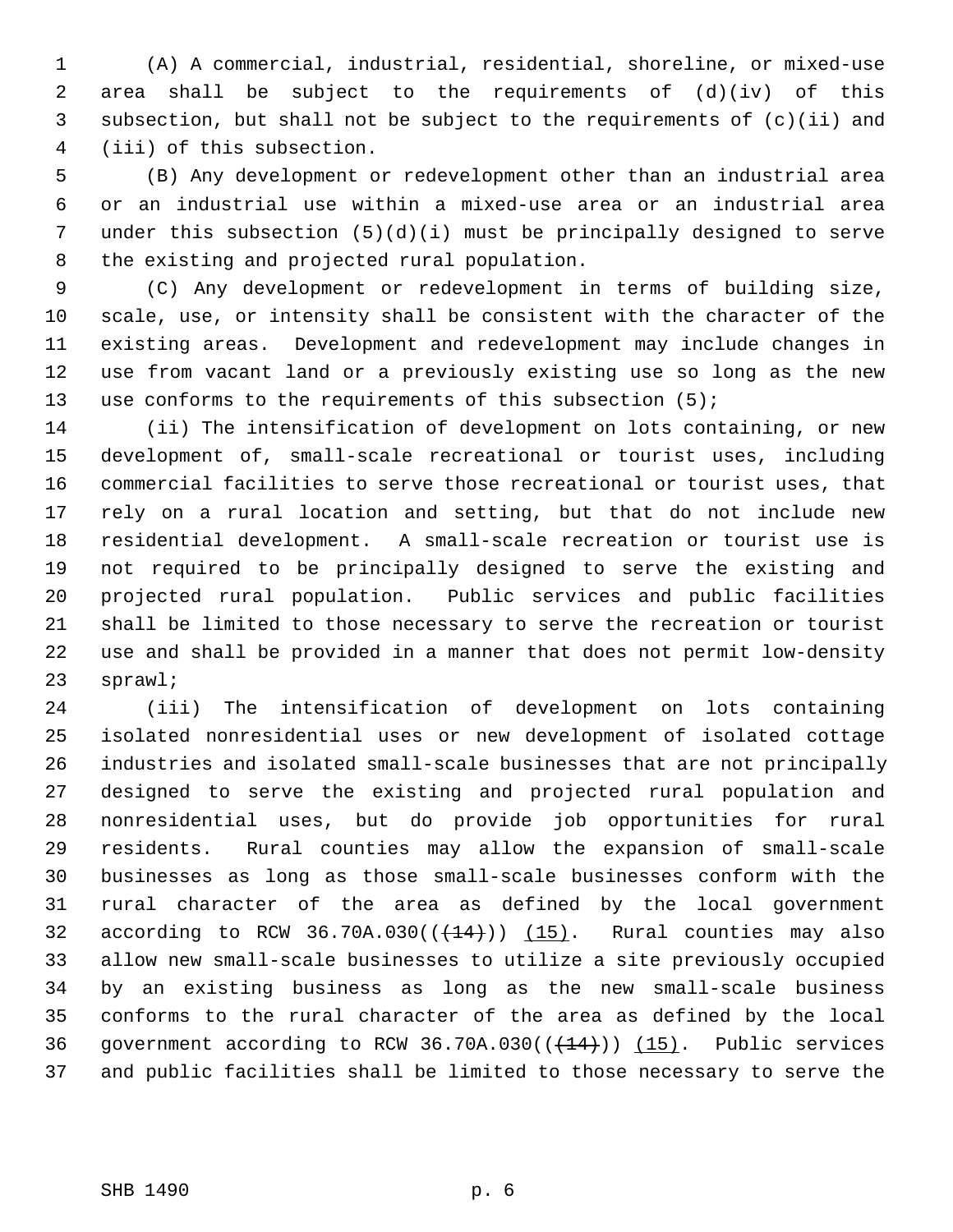(A) A commercial, industrial, residential, shoreline, or mixed-use area shall be subject to the requirements of (d)(iv) of this subsection, but shall not be subject to the requirements of (c)(ii) and (iii) of this subsection.

(B) Any development or redevelopment other than an industrial area or an industrial use within a mixed-use area or an industrial area under this subsection (5)(d)(i) must be principally designed to serve the existing and projected rural population.

(C) Any development or redevelopment in terms of building size, scale, use, or intensity shall be consistent with the character of the existing areas. Development and redevelopment may include changes in use from vacant land or a previously existing use so long as the new use conforms to the requirements of this subsection (5);

(ii) The intensification of development on lots containing, or new development of, small-scale recreational or tourist uses, including commercial facilities to serve those recreational or tourist uses, that rely on a rural location and setting, but that do not include new residential development. A small-scale recreation or tourist use is not required to be principally designed to serve the existing and projected rural population. Public services and public facilities shall be limited to those necessary to serve the recreation or tourist use and shall be provided in a manner that does not permit low-density sprawl;

(iii) The intensification of development on lots containing isolated nonresidential uses or new development of isolated cottage industries and isolated small-scale businesses that are not principally designed to serve the existing and projected rural population and nonresidential uses, but do provide job opportunities for rural residents. Rural counties may allow the expansion of small-scale businesses as long as those small-scale businesses conform with the rural character of the area as defined by the local government according to RCW 36.70A.030((~~(14)~~)) <u>(15)</u>. Rural counties may also allow new small-scale businesses to utilize a site previously occupied by an existing business as long as the new small-scale business conforms to the rural character of the area as defined by the local government according to RCW 36.70A.030((~~(14)~~)) <u>(15)</u>. Public services and public facilities shall be limited to those necessary to serve the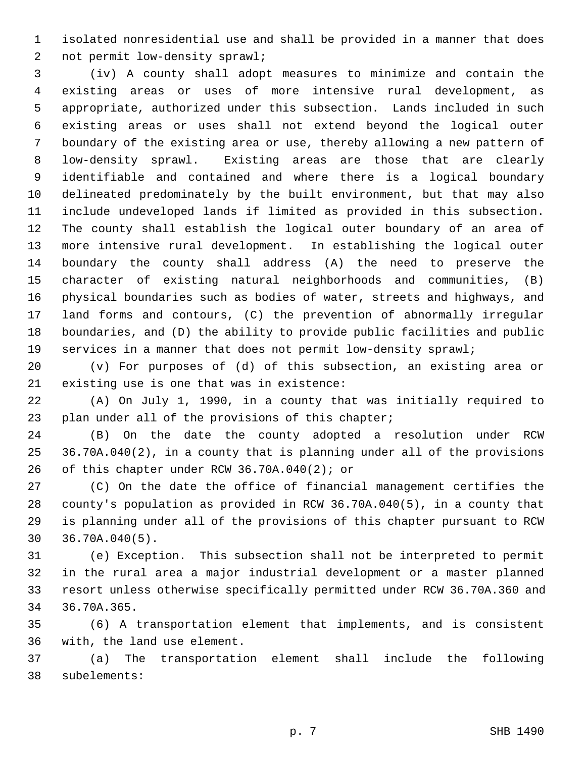isolated nonresidential use and shall be provided in a manner that does not permit low-density sprawl;

(iv) A county shall adopt measures to minimize and contain the existing areas or uses of more intensive rural development, as appropriate, authorized under this subsection. Lands included in such existing areas or uses shall not extend beyond the logical outer boundary of the existing area or use, thereby allowing a new pattern of low-density sprawl. Existing areas are those that are clearly identifiable and contained and where there is a logical boundary delineated predominately by the built environment, but that may also include undeveloped lands if limited as provided in this subsection. The county shall establish the logical outer boundary of an area of more intensive rural development. In establishing the logical outer boundary the county shall address (A) the need to preserve the character of existing natural neighborhoods and communities, (B) physical boundaries such as bodies of water, streets and highways, and land forms and contours, (C) the prevention of abnormally irregular boundaries, and (D) the ability to provide public facilities and public services in a manner that does not permit low-density sprawl;

(v) For purposes of (d) of this subsection, an existing area or existing use is one that was in existence:

(A) On July 1, 1990, in a county that was initially required to plan under all of the provisions of this chapter;

(B) On the date the county adopted a resolution under RCW 36.70A.040(2), in a county that is planning under all of the provisions of this chapter under RCW 36.70A.040(2); or

(C) On the date the office of financial management certifies the county's population as provided in RCW 36.70A.040(5), in a county that is planning under all of the provisions of this chapter pursuant to RCW 36.70A.040(5).

(e) Exception. This subsection shall not be interpreted to permit in the rural area a major industrial development or a master planned resort unless otherwise specifically permitted under RCW 36.70A.360 and 36.70A.365.

(6) A transportation element that implements, and is consistent with, the land use element.

(a) The transportation element shall include the following subelements: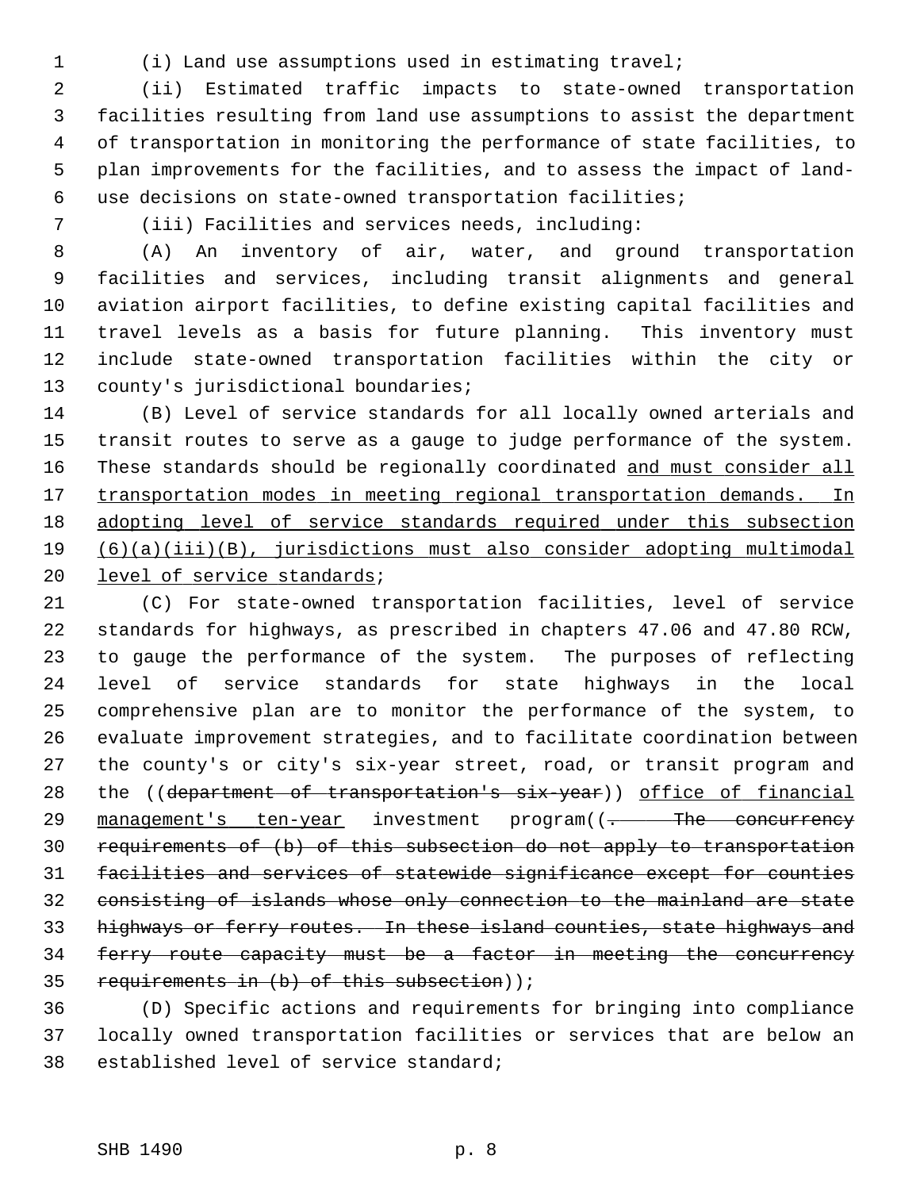(i) Land use assumptions used in estimating travel;

(ii) Estimated traffic impacts to state-owned transportation facilities resulting from land use assumptions to assist the department of transportation in monitoring the performance of state facilities, to plan improvements for the facilities, and to assess the impact of land-use decisions on state-owned transportation facilities;

(iii) Facilities and services needs, including:

(A) An inventory of air, water, and ground transportation facilities and services, including transit alignments and general aviation airport facilities, to define existing capital facilities and travel levels as a basis for future planning. This inventory must include state-owned transportation facilities within the city or county's jurisdictional boundaries;

(B) Level of service standards for all locally owned arterials and transit routes to serve as a gauge to judge performance of the system. These standards should be regionally coordinated <u>and must consider all transportation modes in meeting regional transportation demands. In adopting level of service standards required under this subsection (6)(a)(iii)(B), jurisdictions must also consider adopting multimodal level of service standards</u>;

(C) For state-owned transportation facilities, level of service standards for highways, as prescribed in chapters 47.06 and 47.80 RCW, to gauge the performance of the system. The purposes of reflecting level of service standards for state highways in the local comprehensive plan are to monitor the performance of the system, to evaluate improvement strategies, and to facilitate coordination between the county's or city's six-year street, road, or transit program and the ((~~department of transportation's six-year~~)) <u>office of financial management's ten-year</u> investment program((~~. The concurrency requirements of (b) of this subsection do not apply to transportation facilities and services of statewide significance except for counties consisting of islands whose only connection to the mainland are state highways or ferry routes. In these island counties, state highways and ferry route capacity must be a factor in meeting the concurrency requirements in (b) of this subsection~~));

(D) Specific actions and requirements for bringing into compliance locally owned transportation facilities or services that are below an established level of service standard;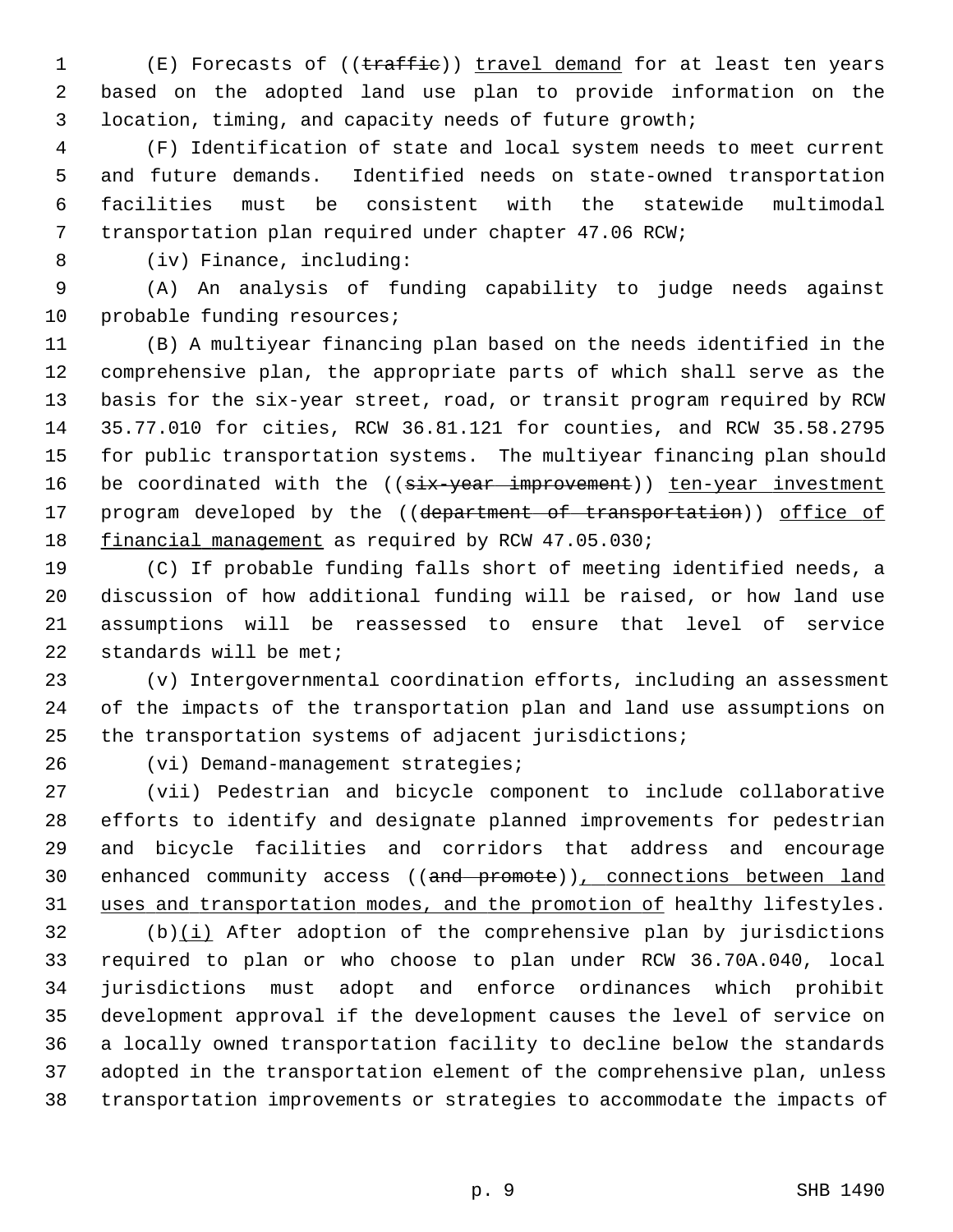(E) Forecasts of ((~~traffic~~)) travel demand for at least ten years based on the adopted land use plan to provide information on the location, timing, and capacity needs of future growth;

(F) Identification of state and local system needs to meet current and future demands. Identified needs on state-owned transportation facilities must be consistent with the statewide multimodal transportation plan required under chapter 47.06 RCW;

(iv) Finance, including:

(A) An analysis of funding capability to judge needs against probable funding resources;

(B) A multiyear financing plan based on the needs identified in the comprehensive plan, the appropriate parts of which shall serve as the basis for the six-year street, road, or transit program required by RCW 35.77.010 for cities, RCW 36.81.121 for counties, and RCW 35.58.2795 for public transportation systems. The multiyear financing plan should be coordinated with the ((~~six-year improvement~~)) ten-year investment program developed by the ((~~department of transportation~~)) office of financial management as required by RCW 47.05.030;

(C) If probable funding falls short of meeting identified needs, a discussion of how additional funding will be raised, or how land use assumptions will be reassessed to ensure that level of service standards will be met;

(v) Intergovernmental coordination efforts, including an assessment of the impacts of the transportation plan and land use assumptions on the transportation systems of adjacent jurisdictions;

(vi) Demand-management strategies;

(vii) Pedestrian and bicycle component to include collaborative efforts to identify and designate planned improvements for pedestrian and bicycle facilities and corridors that address and encourage enhanced community access ((~~and promote~~)), connections between land uses and transportation modes, and the promotion of healthy lifestyles.

(b)(i) After adoption of the comprehensive plan by jurisdictions required to plan or who choose to plan under RCW 36.70A.040, local jurisdictions must adopt and enforce ordinances which prohibit development approval if the development causes the level of service on a locally owned transportation facility to decline below the standards adopted in the transportation element of the comprehensive plan, unless transportation improvements or strategies to accommodate the impacts of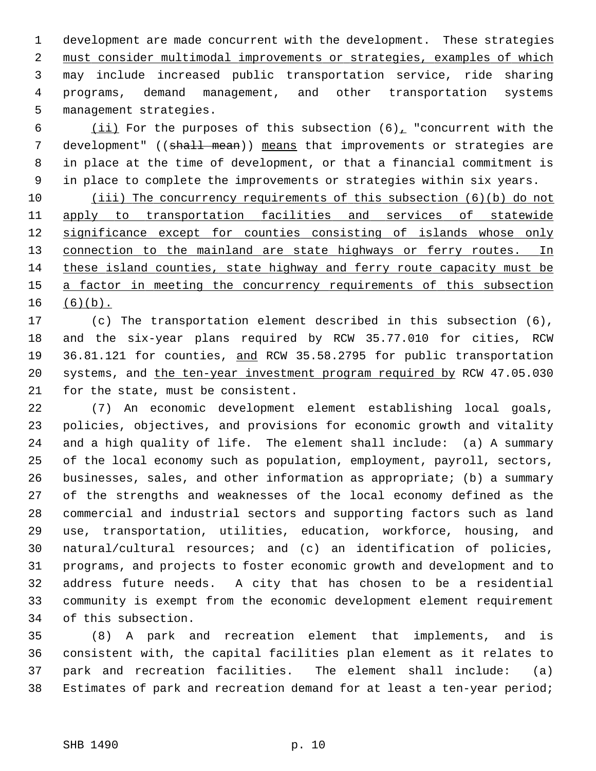development are made concurrent with the development. These strategies must consider multimodal improvements or strategies, examples of which may include increased public transportation service, ride sharing programs, demand management, and other transportation systems management strategies.

(ii) For the purposes of this subsection (6), "concurrent with the development" ((~~shall mean~~)) means that improvements or strategies are in place at the time of development, or that a financial commitment is in place to complete the improvements or strategies within six years.

(iii) The concurrency requirements of this subsection (6)(b) do not apply to transportation facilities and services of statewide significance except for counties consisting of islands whose only connection to the mainland are state highways or ferry routes. In these island counties, state highway and ferry route capacity must be a factor in meeting the concurrency requirements of this subsection (6)(b).

(c) The transportation element described in this subsection (6), and the six-year plans required by RCW 35.77.010 for cities, RCW 36.81.121 for counties, and RCW 35.58.2795 for public transportation systems, and the ten-year investment program required by RCW 47.05.030 for the state, must be consistent.

(7) An economic development element establishing local goals, policies, objectives, and provisions for economic growth and vitality and a high quality of life. The element shall include: (a) A summary of the local economy such as population, employment, payroll, sectors, businesses, sales, and other information as appropriate; (b) a summary of the strengths and weaknesses of the local economy defined as the commercial and industrial sectors and supporting factors such as land use, transportation, utilities, education, workforce, housing, and natural/cultural resources; and (c) an identification of policies, programs, and projects to foster economic growth and development and to address future needs. A city that has chosen to be a residential community is exempt from the economic development element requirement of this subsection.

(8) A park and recreation element that implements, and is consistent with, the capital facilities plan element as it relates to park and recreation facilities. The element shall include: (a) Estimates of park and recreation demand for at least a ten-year period;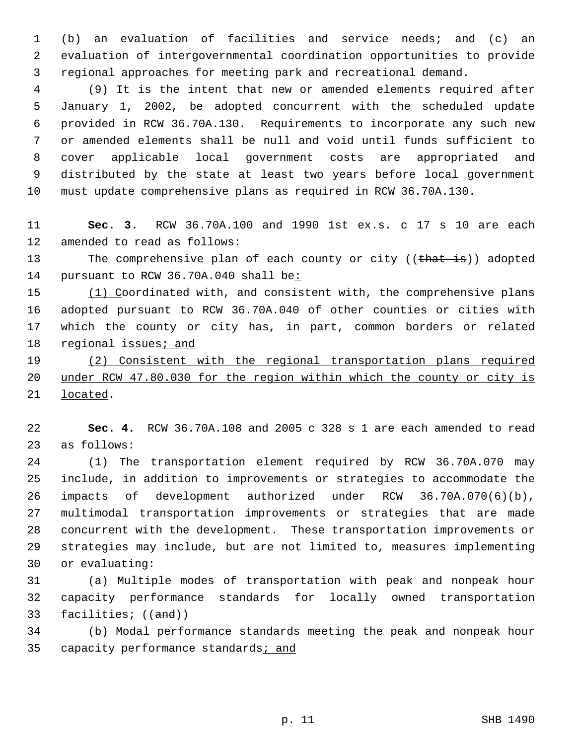(b) an evaluation of facilities and service needs; and (c) an evaluation of intergovernmental coordination opportunities to provide regional approaches for meeting park and recreational demand.

(9) It is the intent that new or amended elements required after January 1, 2002, be adopted concurrent with the scheduled update provided in RCW 36.70A.130. Requirements to incorporate any such new or amended elements shall be null and void until funds sufficient to cover applicable local government costs are appropriated and distributed by the state at least two years before local government must update comprehensive plans as required in RCW 36.70A.130.

**Sec. 3.** RCW 36.70A.100 and 1990 1st ex.s. c 17 s 10 are each amended to read as follows:

The comprehensive plan of each county or city ((~~that is~~)) adopted pursuant to RCW 36.70A.040 shall be<u>:</u>

<u>(1) C</u>oordinated with, and consistent with, the comprehensive plans adopted pursuant to RCW 36.70A.040 of other counties or cities with which the county or city has, in part, common borders or related regional issues<u>; and</u>

<u>(2) Consistent with the regional transportation plans required under RCW 47.80.030 for the region within which the county or city is located</u>.

**Sec. 4.** RCW 36.70A.108 and 2005 c 328 s 1 are each amended to read as follows:

(1) The transportation element required by RCW 36.70A.070 may include, in addition to improvements or strategies to accommodate the impacts of development authorized under RCW 36.70A.070(6)(b), multimodal transportation improvements or strategies that are made concurrent with the development. These transportation improvements or strategies may include, but are not limited to, measures implementing or evaluating:

(a) Multiple modes of transportation with peak and nonpeak hour capacity performance standards for locally owned transportation facilities; ((~~and~~))

(b) Modal performance standards meeting the peak and nonpeak hour capacity performance standards<u>; and</u>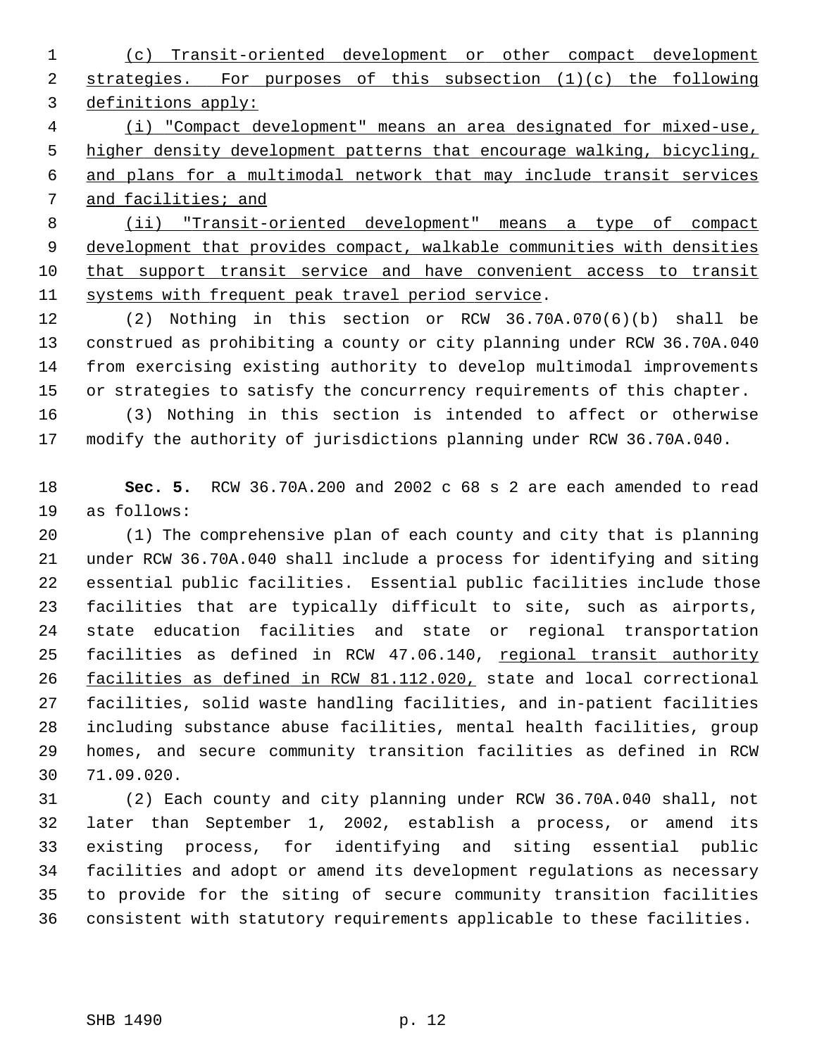(c) Transit-oriented development or other compact development strategies. For purposes of this subsection (1)(c) the following definitions apply:

(i) "Compact development" means an area designated for mixed-use, higher density development patterns that encourage walking, bicycling, and plans for a multimodal network that may include transit services and facilities; and

(ii) "Transit-oriented development" means a type of compact development that provides compact, walkable communities with densities that support transit service and have convenient access to transit systems with frequent peak travel period service.

(2) Nothing in this section or RCW 36.70A.070(6)(b) shall be construed as prohibiting a county or city planning under RCW 36.70A.040 from exercising existing authority to develop multimodal improvements or strategies to satisfy the concurrency requirements of this chapter.

(3) Nothing in this section is intended to affect or otherwise modify the authority of jurisdictions planning under RCW 36.70A.040.

**Sec. 5.** RCW 36.70A.200 and 2002 c 68 s 2 are each amended to read as follows:

(1) The comprehensive plan of each county and city that is planning under RCW 36.70A.040 shall include a process for identifying and siting essential public facilities. Essential public facilities include those facilities that are typically difficult to site, such as airports, state education facilities and state or regional transportation facilities as defined in RCW 47.06.140, regional transit authority facilities as defined in RCW 81.112.020, state and local correctional facilities, solid waste handling facilities, and in-patient facilities including substance abuse facilities, mental health facilities, group homes, and secure community transition facilities as defined in RCW 71.09.020.

(2) Each county and city planning under RCW 36.70A.040 shall, not later than September 1, 2002, establish a process, or amend its existing process, for identifying and siting essential public facilities and adopt or amend its development regulations as necessary to provide for the siting of secure community transition facilities consistent with statutory requirements applicable to these facilities.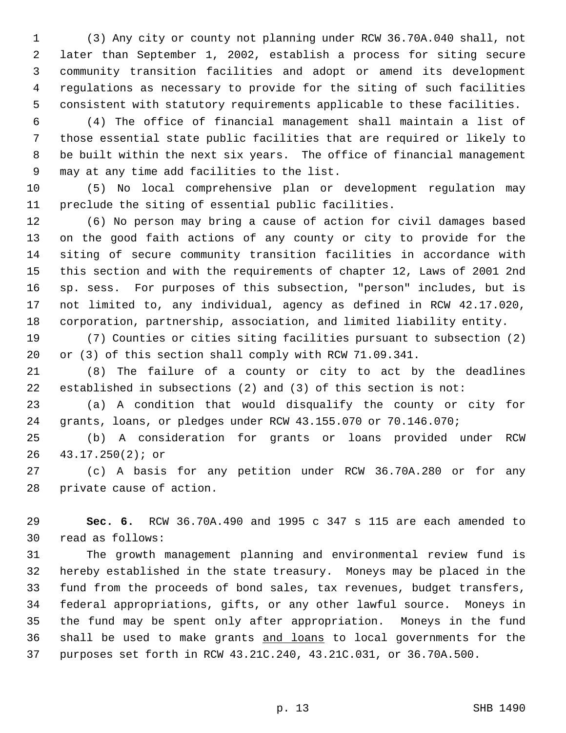(3) Any city or county not planning under RCW 36.70A.040 shall, not later than September 1, 2002, establish a process for siting secure community transition facilities and adopt or amend its development regulations as necessary to provide for the siting of such facilities consistent with statutory requirements applicable to these facilities.

(4) The office of financial management shall maintain a list of those essential state public facilities that are required or likely to be built within the next six years. The office of financial management may at any time add facilities to the list.

(5) No local comprehensive plan or development regulation may preclude the siting of essential public facilities.

(6) No person may bring a cause of action for civil damages based on the good faith actions of any county or city to provide for the siting of secure community transition facilities in accordance with this section and with the requirements of chapter 12, Laws of 2001 2nd sp. sess. For purposes of this subsection, "person" includes, but is not limited to, any individual, agency as defined in RCW 42.17.020, corporation, partnership, association, and limited liability entity.

(7) Counties or cities siting facilities pursuant to subsection (2) or (3) of this section shall comply with RCW 71.09.341.

(8) The failure of a county or city to act by the deadlines established in subsections (2) and (3) of this section is not:

(a) A condition that would disqualify the county or city for grants, loans, or pledges under RCW 43.155.070 or 70.146.070;

(b) A consideration for grants or loans provided under RCW 43.17.250(2); or

(c) A basis for any petition under RCW 36.70A.280 or for any private cause of action.

**Sec. 6.** RCW 36.70A.490 and 1995 c 347 s 115 are each amended to read as follows:

The growth management planning and environmental review fund is hereby established in the state treasury. Moneys may be placed in the fund from the proceeds of bond sales, tax revenues, budget transfers, federal appropriations, gifts, or any other lawful source. Moneys in the fund may be spent only after appropriation. Moneys in the fund shall be used to make grants <u>and loans</u> to local governments for the purposes set forth in RCW 43.21C.240, 43.21C.031, or 36.70A.500.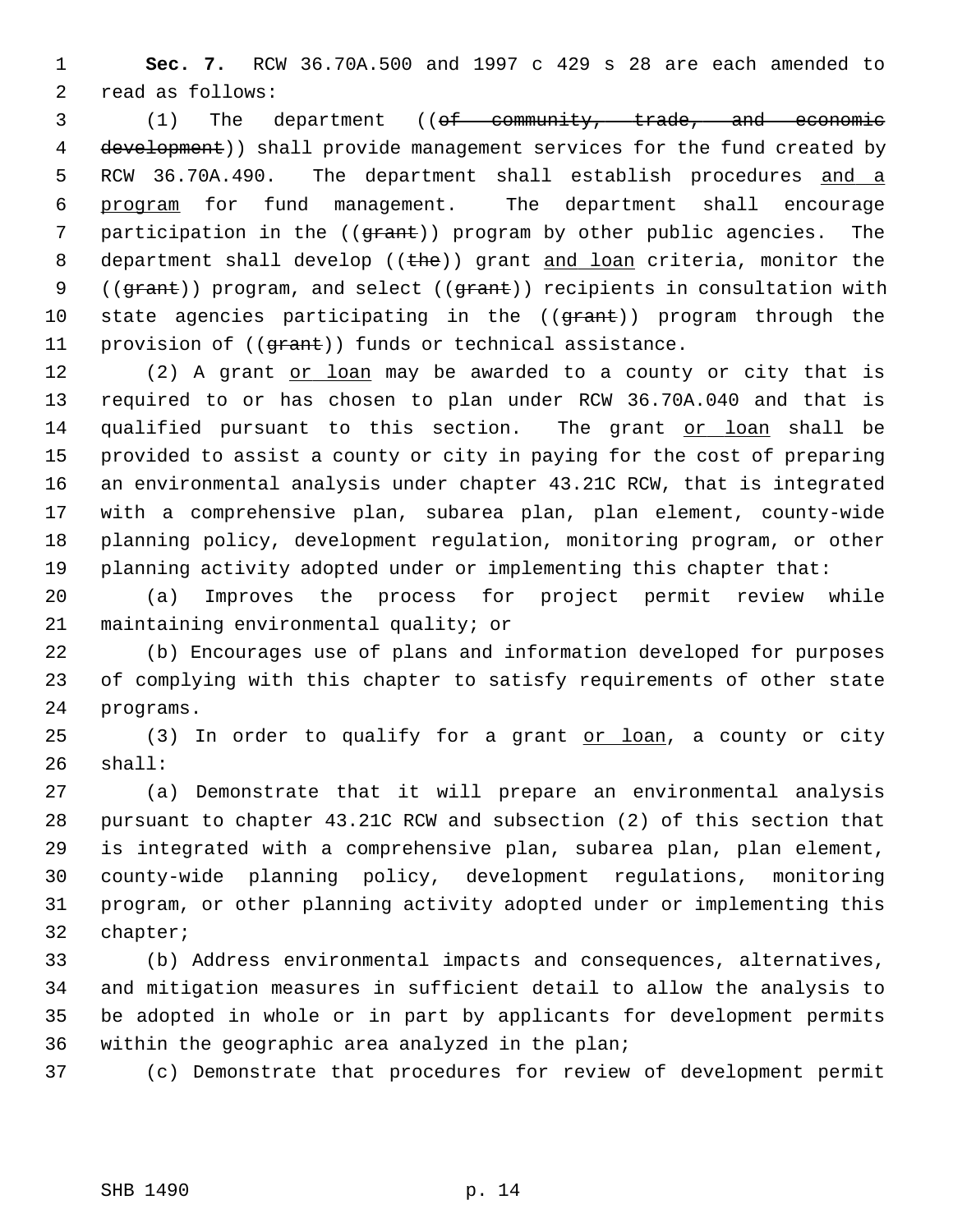**Sec. 7.** RCW 36.70A.500 and 1997 c 429 s 28 are each amended to read as follows:

(1) The department ((~~of community, trade, and economic development~~)) shall provide management services for the fund created by RCW 36.70A.490. The department shall establish procedures <u>and a program</u> for fund management. The department shall encourage participation in the ((~~grant~~)) program by other public agencies. The department shall develop ((~~the~~)) grant <u>and loan</u> criteria, monitor the ((~~grant~~)) program, and select ((~~grant~~)) recipients in consultation with state agencies participating in the ((~~grant~~)) program through the provision of ((~~grant~~)) funds or technical assistance.

(2) A grant <u>or loan</u> may be awarded to a county or city that is required to or has chosen to plan under RCW 36.70A.040 and that is qualified pursuant to this section. The grant <u>or loan</u> shall be provided to assist a county or city in paying for the cost of preparing an environmental analysis under chapter 43.21C RCW, that is integrated with a comprehensive plan, subarea plan, plan element, county-wide planning policy, development regulation, monitoring program, or other planning activity adopted under or implementing this chapter that:

(a) Improves the process for project permit review while maintaining environmental quality; or

(b) Encourages use of plans and information developed for purposes of complying with this chapter to satisfy requirements of other state programs.

(3) In order to qualify for a grant <u>or loan</u>, a county or city shall:

(a) Demonstrate that it will prepare an environmental analysis pursuant to chapter 43.21C RCW and subsection (2) of this section that is integrated with a comprehensive plan, subarea plan, plan element, county-wide planning policy, development regulations, monitoring program, or other planning activity adopted under or implementing this chapter;

(b) Address environmental impacts and consequences, alternatives, and mitigation measures in sufficient detail to allow the analysis to be adopted in whole or in part by applicants for development permits within the geographic area analyzed in the plan;

(c) Demonstrate that procedures for review of development permit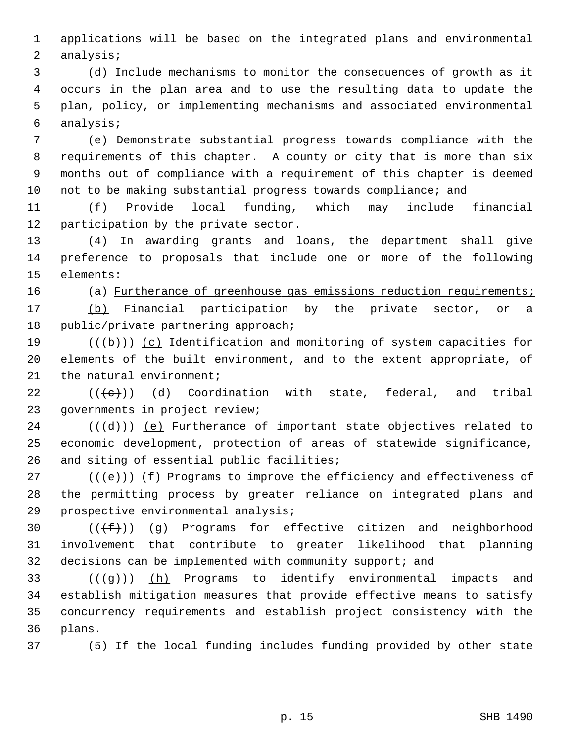applications will be based on the integrated plans and environmental analysis;

(d) Include mechanisms to monitor the consequences of growth as it occurs in the plan area and to use the resulting data to update the plan, policy, or implementing mechanisms and associated environmental analysis;

(e) Demonstrate substantial progress towards compliance with the requirements of this chapter. A county or city that is more than six months out of compliance with a requirement of this chapter is deemed not to be making substantial progress towards compliance; and

(f) Provide local funding, which may include financial participation by the private sector.

(4) In awarding grants and loans, the department shall give preference to proposals that include one or more of the following elements:

(a) Furtherance of greenhouse gas emissions reduction requirements;

(b) Financial participation by the private sector, or a public/private partnering approach;

(((b))) (c) Identification and monitoring of system capacities for elements of the built environment, and to the extent appropriate, of the natural environment;

(((c))) (d) Coordination with state, federal, and tribal governments in project review;

(((d))) (e) Furtherance of important state objectives related to economic development, protection of areas of statewide significance, and siting of essential public facilities;

(((e))) (f) Programs to improve the efficiency and effectiveness of the permitting process by greater reliance on integrated plans and prospective environmental analysis;

(((f))) (g) Programs for effective citizen and neighborhood involvement that contribute to greater likelihood that planning decisions can be implemented with community support; and

(((g))) (h) Programs to identify environmental impacts and establish mitigation measures that provide effective means to satisfy concurrency requirements and establish project consistency with the plans.

(5) If the local funding includes funding provided by other state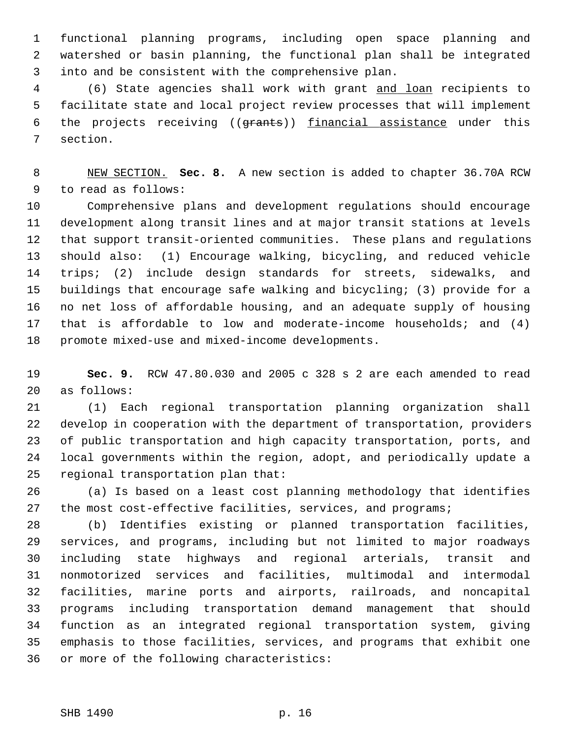functional planning programs, including open space planning and watershed or basin planning, the functional plan shall be integrated into and be consistent with the comprehensive plan.

(6) State agencies shall work with grant and loan recipients to facilitate state and local project review processes that will implement the projects receiving ((~~grants~~)) financial assistance under this section.

NEW SECTION. **Sec. 8.** A new section is added to chapter 36.70A RCW to read as follows:

Comprehensive plans and development regulations should encourage development along transit lines and at major transit stations at levels that support transit-oriented communities. These plans and regulations should also: (1) Encourage walking, bicycling, and reduced vehicle trips; (2) include design standards for streets, sidewalks, and buildings that encourage safe walking and bicycling; (3) provide for a no net loss of affordable housing, and an adequate supply of housing that is affordable to low and moderate-income households; and (4) promote mixed-use and mixed-income developments.

**Sec. 9.** RCW 47.80.030 and 2005 c 328 s 2 are each amended to read as follows:

(1) Each regional transportation planning organization shall develop in cooperation with the department of transportation, providers of public transportation and high capacity transportation, ports, and local governments within the region, adopt, and periodically update a regional transportation plan that:

(a) Is based on a least cost planning methodology that identifies the most cost-effective facilities, services, and programs;

(b) Identifies existing or planned transportation facilities, services, and programs, including but not limited to major roadways including state highways and regional arterials, transit and nonmotorized services and facilities, multimodal and intermodal facilities, marine ports and airports, railroads, and noncapital programs including transportation demand management that should function as an integrated regional transportation system, giving emphasis to those facilities, services, and programs that exhibit one or more of the following characteristics: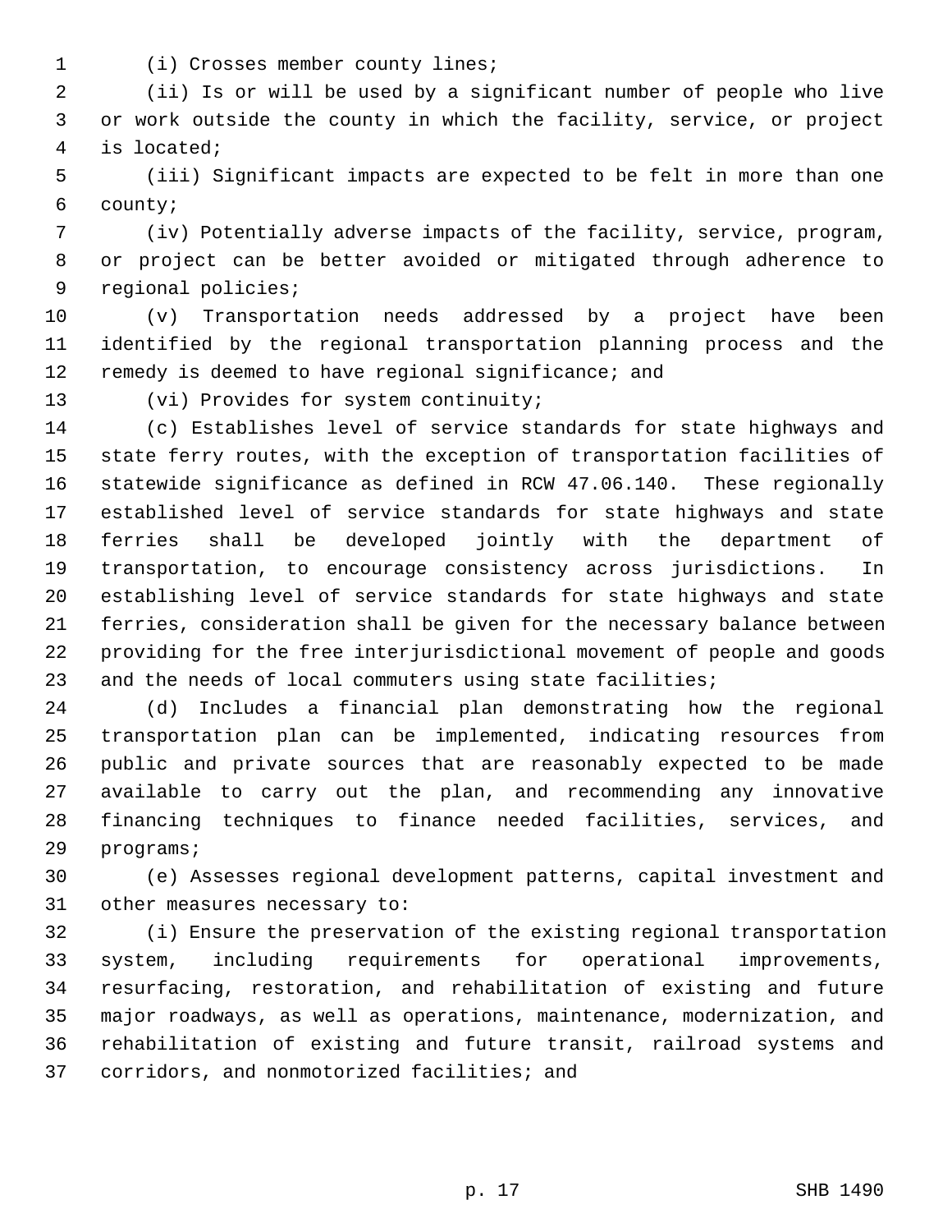(i) Crosses member county lines;

(ii) Is or will be used by a significant number of people who live or work outside the county in which the facility, service, or project is located;

(iii) Significant impacts are expected to be felt in more than one county;

(iv) Potentially adverse impacts of the facility, service, program, or project can be better avoided or mitigated through adherence to regional policies;

(v) Transportation needs addressed by a project have been identified by the regional transportation planning process and the remedy is deemed to have regional significance; and

(vi) Provides for system continuity;

(c) Establishes level of service standards for state highways and state ferry routes, with the exception of transportation facilities of statewide significance as defined in RCW 47.06.140. These regionally established level of service standards for state highways and state ferries shall be developed jointly with the department of transportation, to encourage consistency across jurisdictions. In establishing level of service standards for state highways and state ferries, consideration shall be given for the necessary balance between providing for the free interjurisdictional movement of people and goods and the needs of local commuters using state facilities;

(d) Includes a financial plan demonstrating how the regional transportation plan can be implemented, indicating resources from public and private sources that are reasonably expected to be made available to carry out the plan, and recommending any innovative financing techniques to finance needed facilities, services, and programs;

(e) Assesses regional development patterns, capital investment and other measures necessary to:

(i) Ensure the preservation of the existing regional transportation system, including requirements for operational improvements, resurfacing, restoration, and rehabilitation of existing and future major roadways, as well as operations, maintenance, modernization, and rehabilitation of existing and future transit, railroad systems and corridors, and nonmotorized facilities; and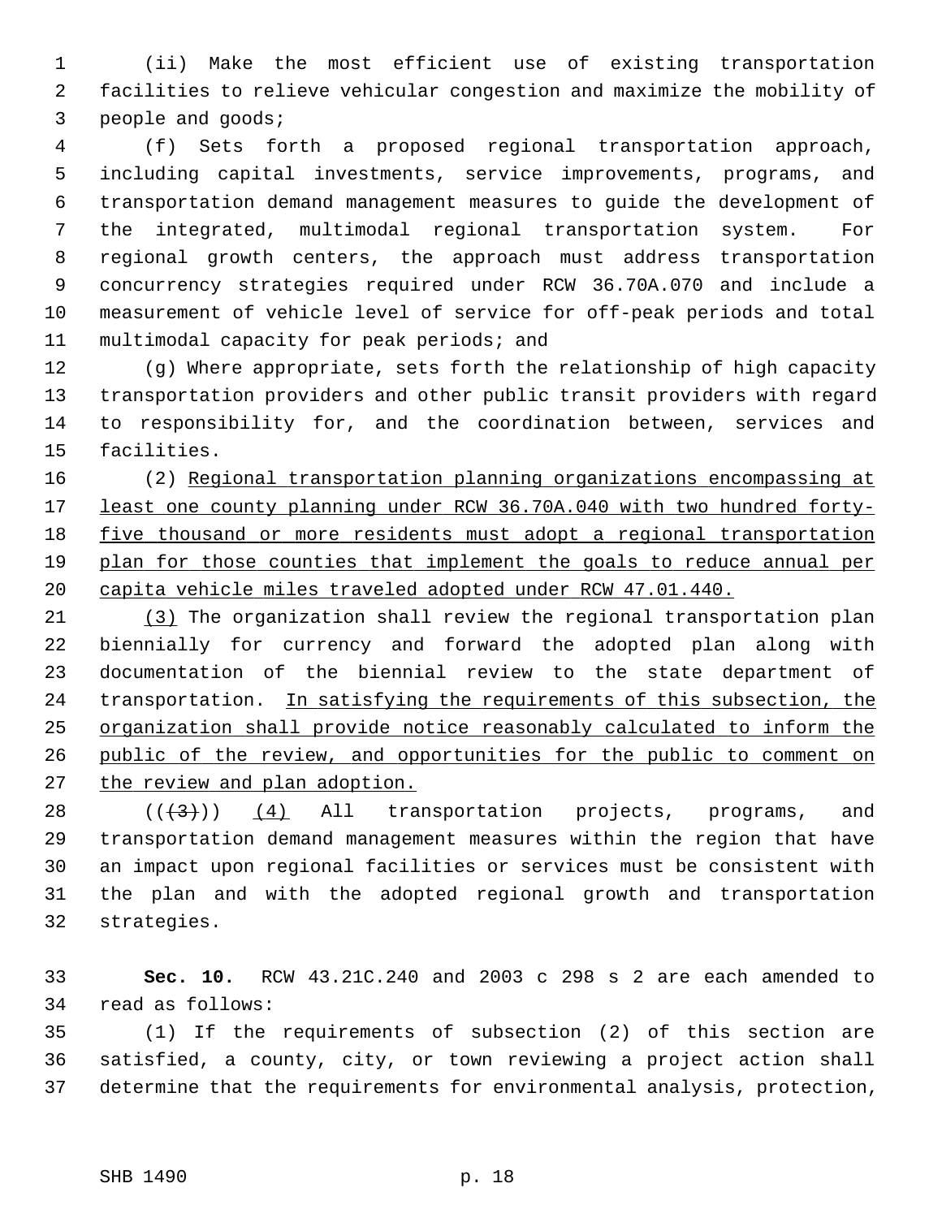(ii) Make the most efficient use of existing transportation facilities to relieve vehicular congestion and maximize the mobility of people and goods;

(f) Sets forth a proposed regional transportation approach, including capital investments, service improvements, programs, and transportation demand management measures to guide the development of the integrated, multimodal regional transportation system. For regional growth centers, the approach must address transportation concurrency strategies required under RCW 36.70A.070 and include a measurement of vehicle level of service for off-peak periods and total multimodal capacity for peak periods; and

(g) Where appropriate, sets forth the relationship of high capacity transportation providers and other public transit providers with regard to responsibility for, and the coordination between, services and facilities.

(2) Regional transportation planning organizations encompassing at least one county planning under RCW 36.70A.040 with two hundred forty-five thousand or more residents must adopt a regional transportation plan for those counties that implement the goals to reduce annual per capita vehicle miles traveled adopted under RCW 47.01.440.

(3) The organization shall review the regional transportation plan biennially for currency and forward the adopted plan along with documentation of the biennial review to the state department of transportation. In satisfying the requirements of this subsection, the organization shall provide notice reasonably calculated to inform the public of the review, and opportunities for the public to comment on the review and plan adoption.

(((3))) (4) All transportation projects, programs, and transportation demand management measures within the region that have an impact upon regional facilities or services must be consistent with the plan and with the adopted regional growth and transportation strategies.

**Sec. 10.** RCW 43.21C.240 and 2003 c 298 s 2 are each amended to read as follows:

(1) If the requirements of subsection (2) of this section are satisfied, a county, city, or town reviewing a project action shall determine that the requirements for environmental analysis, protection,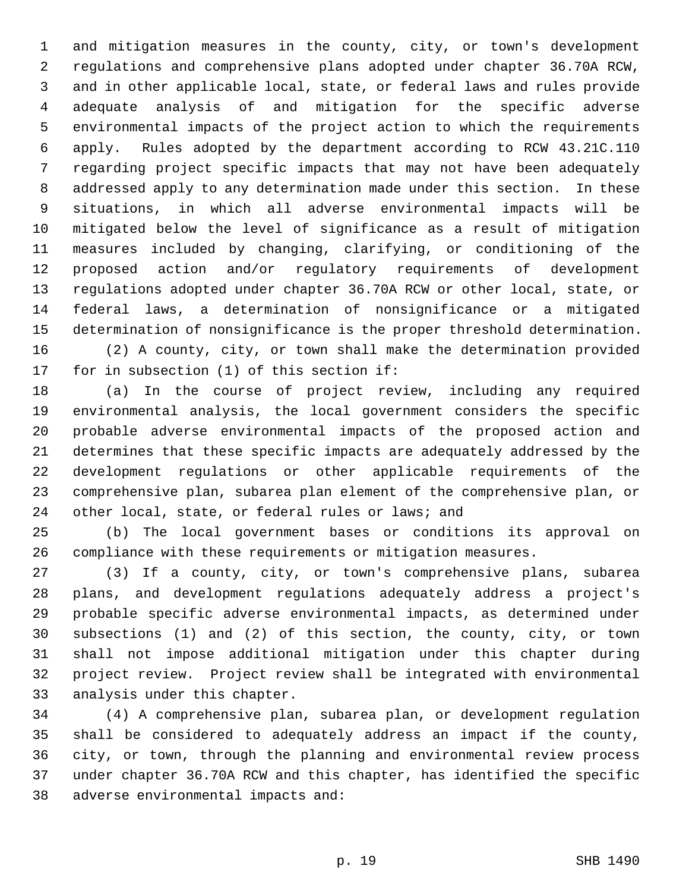and mitigation measures in the county, city, or town's development regulations and comprehensive plans adopted under chapter 36.70A RCW, and in other applicable local, state, or federal laws and rules provide adequate analysis of and mitigation for the specific adverse environmental impacts of the project action to which the requirements apply. Rules adopted by the department according to RCW 43.21C.110 regarding project specific impacts that may not have been adequately addressed apply to any determination made under this section. In these situations, in which all adverse environmental impacts will be mitigated below the level of significance as a result of mitigation measures included by changing, clarifying, or conditioning of the proposed action and/or regulatory requirements of development regulations adopted under chapter 36.70A RCW or other local, state, or federal laws, a determination of nonsignificance or a mitigated determination of nonsignificance is the proper threshold determination.

(2) A county, city, or town shall make the determination provided for in subsection (1) of this section if:

(a) In the course of project review, including any required environmental analysis, the local government considers the specific probable adverse environmental impacts of the proposed action and determines that these specific impacts are adequately addressed by the development regulations or other applicable requirements of the comprehensive plan, subarea plan element of the comprehensive plan, or other local, state, or federal rules or laws; and

(b) The local government bases or conditions its approval on compliance with these requirements or mitigation measures.

(3) If a county, city, or town's comprehensive plans, subarea plans, and development regulations adequately address a project's probable specific adverse environmental impacts, as determined under subsections (1) and (2) of this section, the county, city, or town shall not impose additional mitigation under this chapter during project review. Project review shall be integrated with environmental analysis under this chapter.

(4) A comprehensive plan, subarea plan, or development regulation shall be considered to adequately address an impact if the county, city, or town, through the planning and environmental review process under chapter 36.70A RCW and this chapter, has identified the specific adverse environmental impacts and: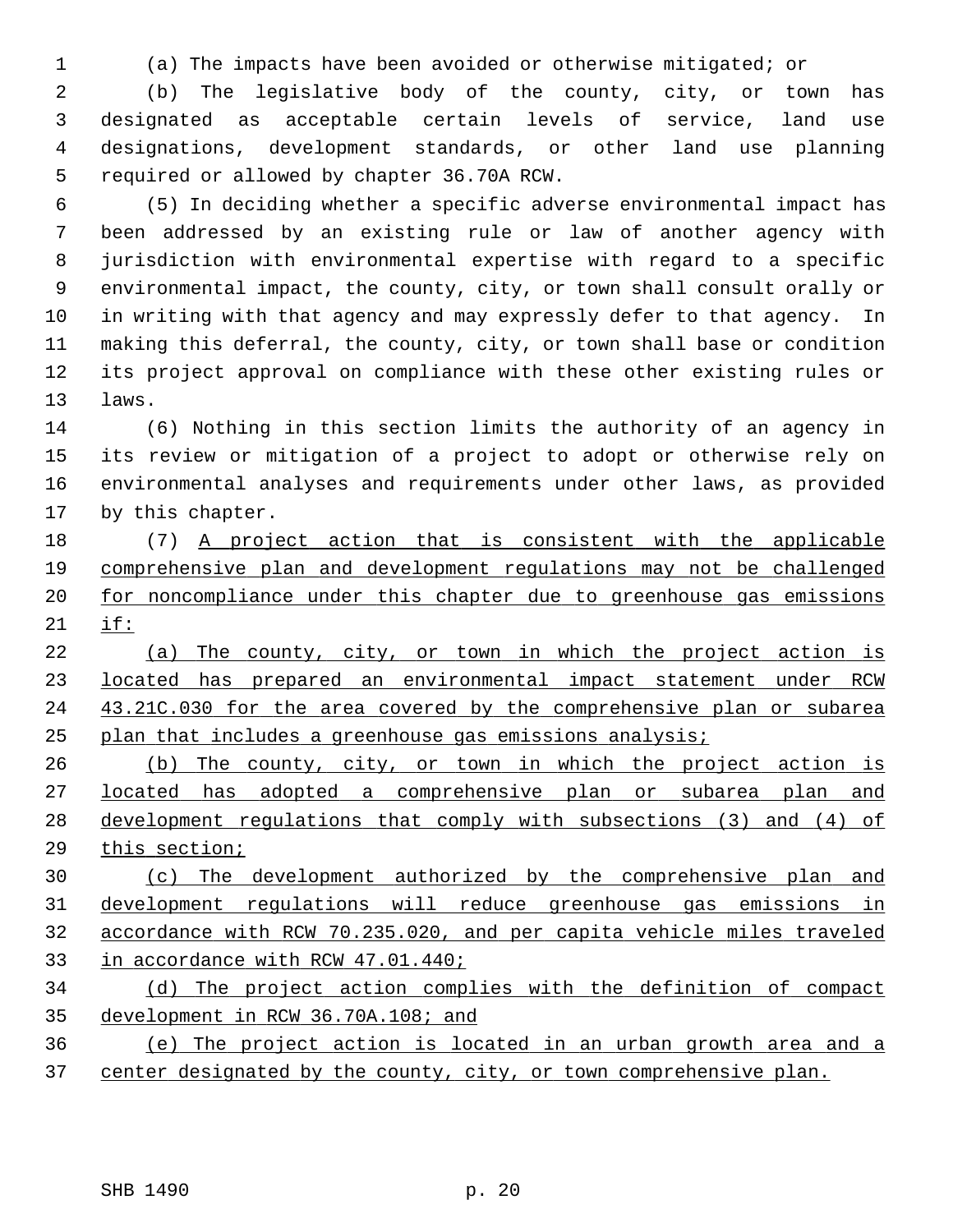(a) The impacts have been avoided or otherwise mitigated; or

(b) The legislative body of the county, city, or town has designated as acceptable certain levels of service, land use designations, development standards, or other land use planning required or allowed by chapter 36.70A RCW.

(5) In deciding whether a specific adverse environmental impact has been addressed by an existing rule or law of another agency with jurisdiction with environmental expertise with regard to a specific environmental impact, the county, city, or town shall consult orally or in writing with that agency and may expressly defer to that agency. In making this deferral, the county, city, or town shall base or condition its project approval on compliance with these other existing rules or laws.

(6) Nothing in this section limits the authority of an agency in its review or mitigation of a project to adopt or otherwise rely on environmental analyses and requirements under other laws, as provided by this chapter.

(7) <u>A project action that is consistent with the applicable comprehensive plan and development regulations may not be challenged for noncompliance under this chapter due to greenhouse gas emissions if:</u>

<u>(a) The county, city, or town in which the project action is located has prepared an environmental impact statement under RCW 43.21C.030 for the area covered by the comprehensive plan or subarea plan that includes a greenhouse gas emissions analysis;</u>

<u>(b) The county, city, or town in which the project action is located has adopted a comprehensive plan or subarea plan and development regulations that comply with subsections (3) and (4) of this section;</u>

<u>(c) The development authorized by the comprehensive plan and development regulations will reduce greenhouse gas emissions in accordance with RCW 70.235.020, and per capita vehicle miles traveled in accordance with RCW 47.01.440;</u>

<u>(d) The project action complies with the definition of compact development in RCW 36.70A.108; and</u>

<u>(e) The project action is located in an urban growth area and a center designated by the county, city, or town comprehensive plan.</u>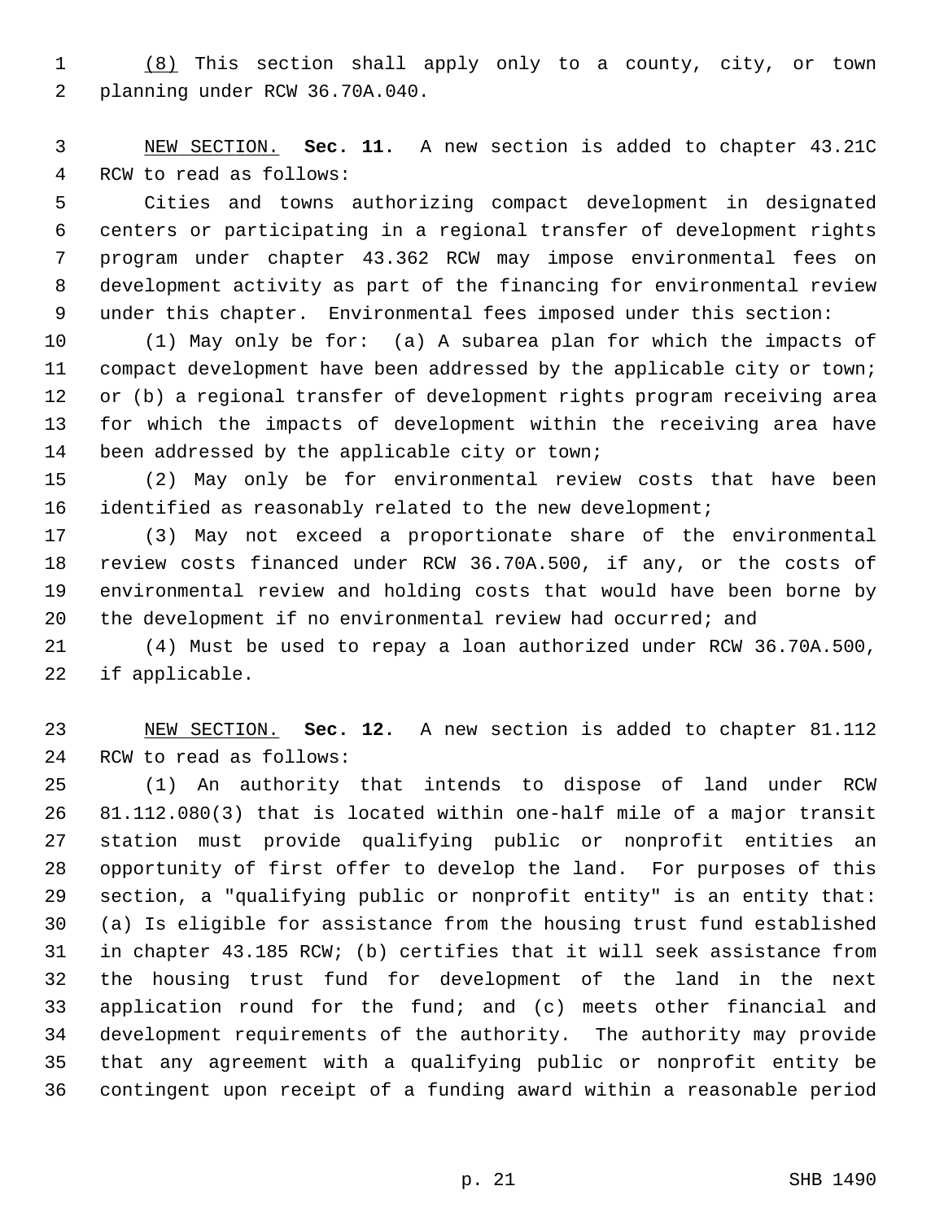(8) This section shall apply only to a county, city, or town planning under RCW 36.70A.040.

NEW SECTION. **Sec. 11.** A new section is added to chapter 43.21C RCW to read as follows:

Cities and towns authorizing compact development in designated centers or participating in a regional transfer of development rights program under chapter 43.362 RCW may impose environmental fees on development activity as part of the financing for environmental review under this chapter. Environmental fees imposed under this section:

(1) May only be for: (a) A subarea plan for which the impacts of compact development have been addressed by the applicable city or town; or (b) a regional transfer of development rights program receiving area for which the impacts of development within the receiving area have been addressed by the applicable city or town;

(2) May only be for environmental review costs that have been identified as reasonably related to the new development;

(3) May not exceed a proportionate share of the environmental review costs financed under RCW 36.70A.500, if any, or the costs of environmental review and holding costs that would have been borne by the development if no environmental review had occurred; and

(4) Must be used to repay a loan authorized under RCW 36.70A.500, if applicable.

NEW SECTION. **Sec. 12.** A new section is added to chapter 81.112 RCW to read as follows:

(1) An authority that intends to dispose of land under RCW 81.112.080(3) that is located within one-half mile of a major transit station must provide qualifying public or nonprofit entities an opportunity of first offer to develop the land. For purposes of this section, a "qualifying public or nonprofit entity" is an entity that: (a) Is eligible for assistance from the housing trust fund established in chapter 43.185 RCW; (b) certifies that it will seek assistance from the housing trust fund for development of the land in the next application round for the fund; and (c) meets other financial and development requirements of the authority. The authority may provide that any agreement with a qualifying public or nonprofit entity be contingent upon receipt of a funding award within a reasonable period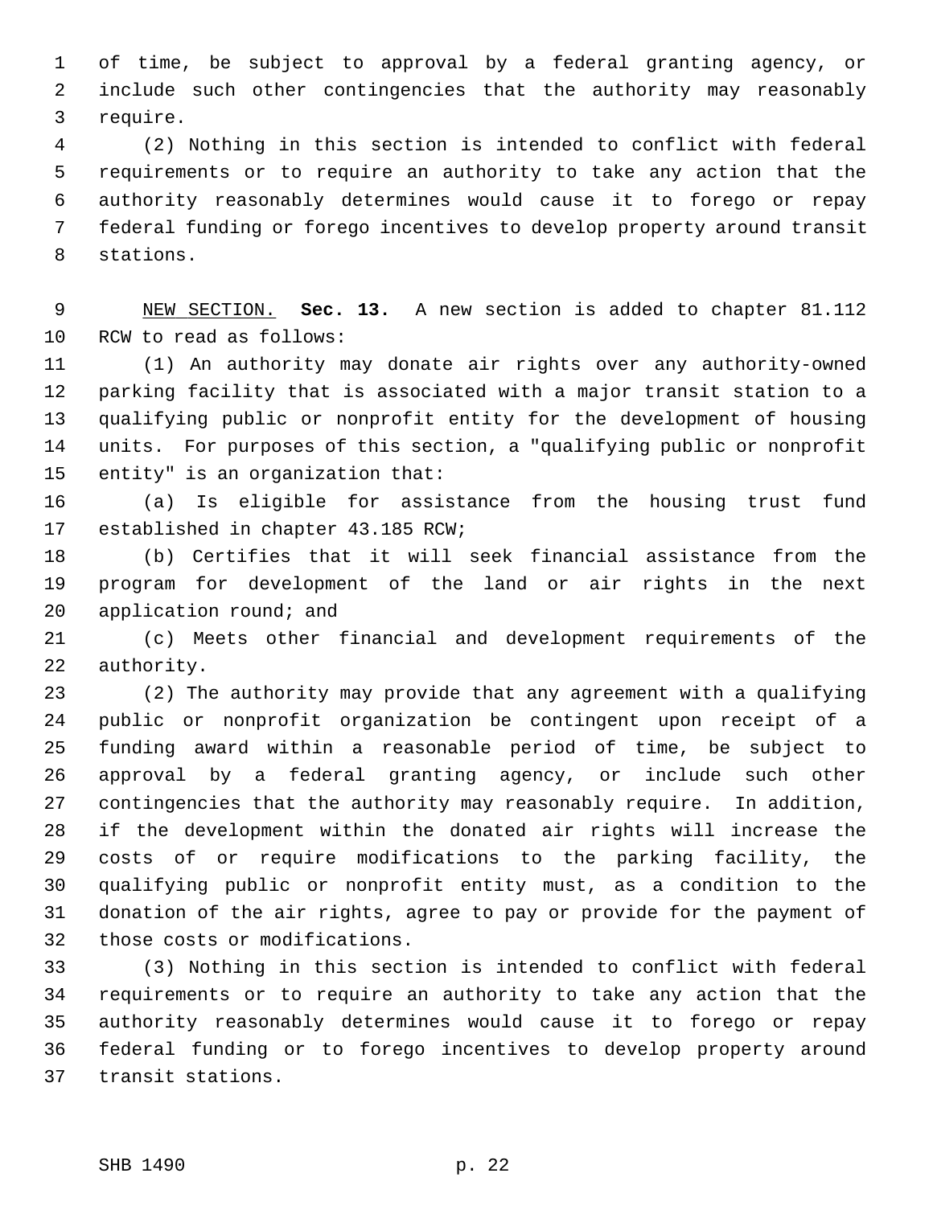of time, be subject to approval by a federal granting agency, or include such other contingencies that the authority may reasonably require.

(2) Nothing in this section is intended to conflict with federal requirements or to require an authority to take any action that the authority reasonably determines would cause it to forego or repay federal funding or forego incentives to develop property around transit stations.

NEW SECTION. **Sec. 13.** A new section is added to chapter 81.112 RCW to read as follows:

(1) An authority may donate air rights over any authority-owned parking facility that is associated with a major transit station to a qualifying public or nonprofit entity for the development of housing units. For purposes of this section, a "qualifying public or nonprofit entity" is an organization that:

(a) Is eligible for assistance from the housing trust fund established in chapter 43.185 RCW;

(b) Certifies that it will seek financial assistance from the program for development of the land or air rights in the next application round; and

(c) Meets other financial and development requirements of the authority.

(2) The authority may provide that any agreement with a qualifying public or nonprofit organization be contingent upon receipt of a funding award within a reasonable period of time, be subject to approval by a federal granting agency, or include such other contingencies that the authority may reasonably require. In addition, if the development within the donated air rights will increase the costs of or require modifications to the parking facility, the qualifying public or nonprofit entity must, as a condition to the donation of the air rights, agree to pay or provide for the payment of those costs or modifications.

(3) Nothing in this section is intended to conflict with federal requirements or to require an authority to take any action that the authority reasonably determines would cause it to forego or repay federal funding or to forego incentives to develop property around transit stations.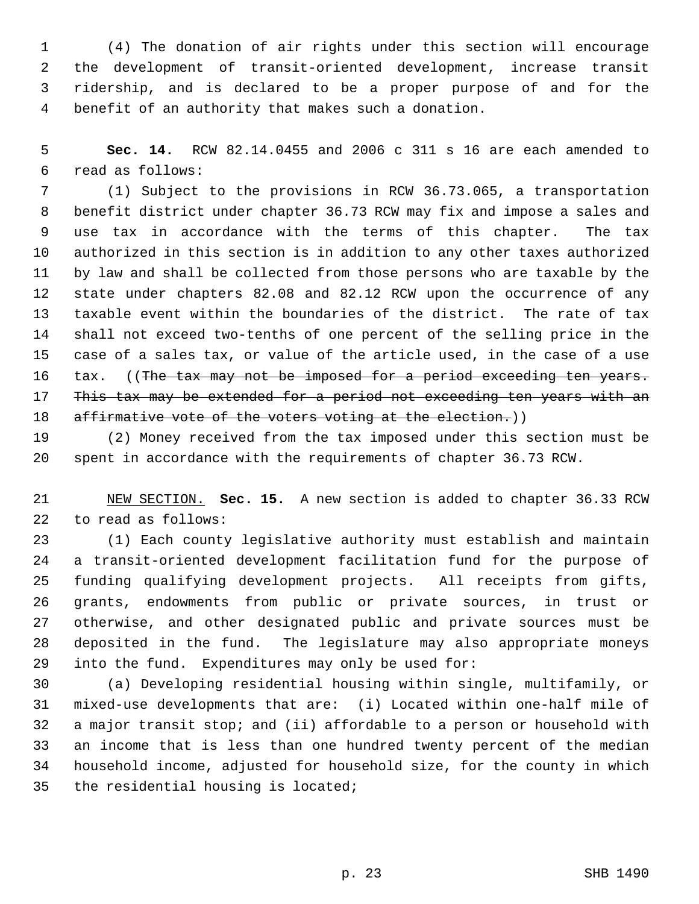(4) The donation of air rights under this section will encourage the development of transit-oriented development, increase transit ridership, and is declared to be a proper purpose of and for the benefit of an authority that makes such a donation.

**Sec. 14.** RCW 82.14.0455 and 2006 c 311 s 16 are each amended to read as follows:

(1) Subject to the provisions in RCW 36.73.065, a transportation benefit district under chapter 36.73 RCW may fix and impose a sales and use tax in accordance with the terms of this chapter. The tax authorized in this section is in addition to any other taxes authorized by law and shall be collected from those persons who are taxable by the state under chapters 82.08 and 82.12 RCW upon the occurrence of any taxable event within the boundaries of the district. The rate of tax shall not exceed two-tenths of one percent of the selling price in the case of a sales tax, or value of the article used, in the case of a use tax. ((~~The tax may not be imposed for a period exceeding ten years. This tax may be extended for a period not exceeding ten years with an affirmative vote of the voters voting at the election.~~))

(2) Money received from the tax imposed under this section must be spent in accordance with the requirements of chapter 36.73 RCW.

NEW SECTION. **Sec. 15.** A new section is added to chapter 36.33 RCW to read as follows:

(1) Each county legislative authority must establish and maintain a transit-oriented development facilitation fund for the purpose of funding qualifying development projects. All receipts from gifts, grants, endowments from public or private sources, in trust or otherwise, and other designated public and private sources must be deposited in the fund. The legislature may also appropriate moneys into the fund. Expenditures may only be used for:

(a) Developing residential housing within single, multifamily, or mixed-use developments that are: (i) Located within one-half mile of a major transit stop; and (ii) affordable to a person or household with an income that is less than one hundred twenty percent of the median household income, adjusted for household size, for the county in which the residential housing is located;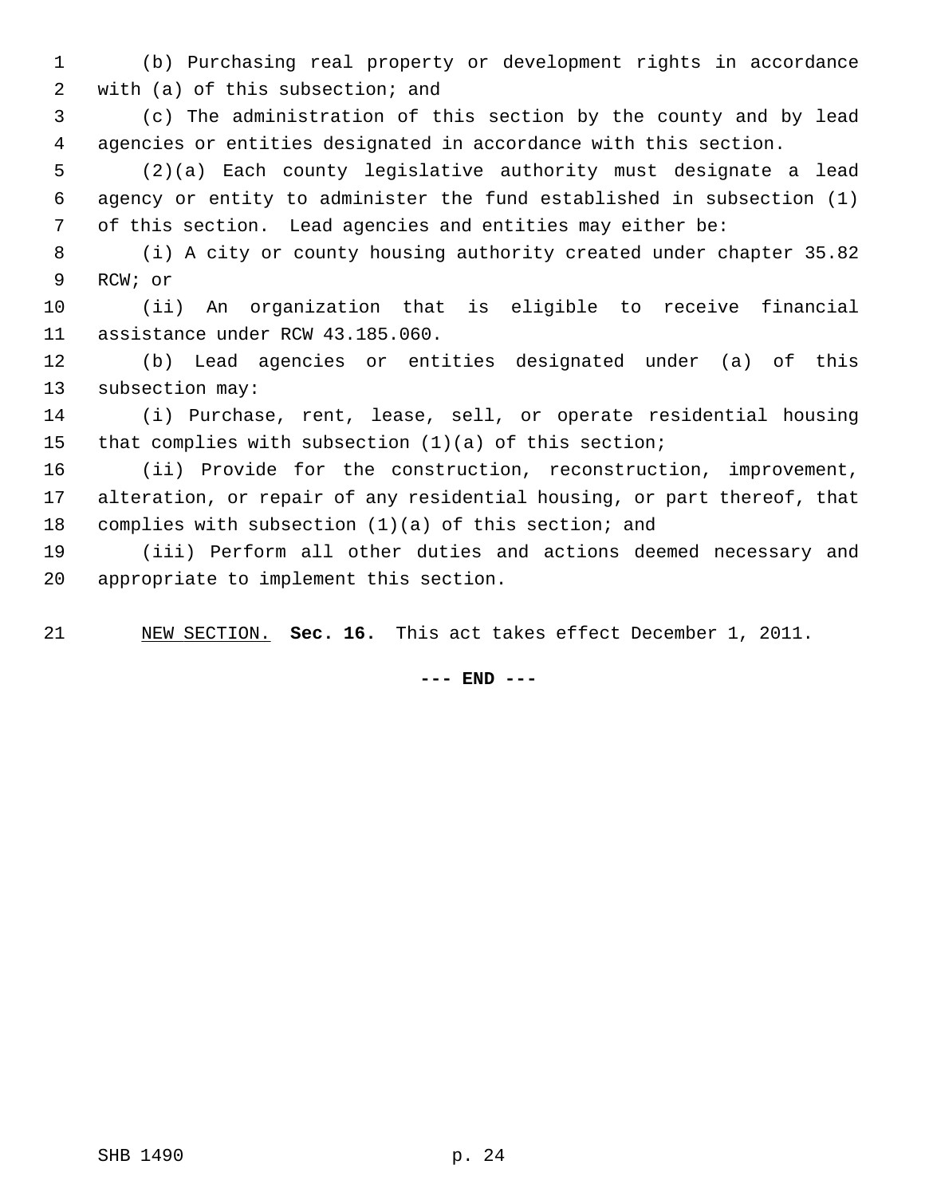(b) Purchasing real property or development rights in accordance with (a) of this subsection; and

(c) The administration of this section by the county and by lead agencies or entities designated in accordance with this section.

(2)(a) Each county legislative authority must designate a lead agency or entity to administer the fund established in subsection (1) of this section. Lead agencies and entities may either be:

(i) A city or county housing authority created under chapter 35.82 RCW; or

(ii) An organization that is eligible to receive financial assistance under RCW 43.185.060.

(b) Lead agencies or entities designated under (a) of this subsection may:

(i) Purchase, rent, lease, sell, or operate residential housing that complies with subsection (1)(a) of this section;

(ii) Provide for the construction, reconstruction, improvement, alteration, or repair of any residential housing, or part thereof, that complies with subsection (1)(a) of this section; and

(iii) Perform all other duties and actions deemed necessary and appropriate to implement this section.

NEW SECTION. **Sec. 16.** This act takes effect December 1, 2011.

**--- END ---**